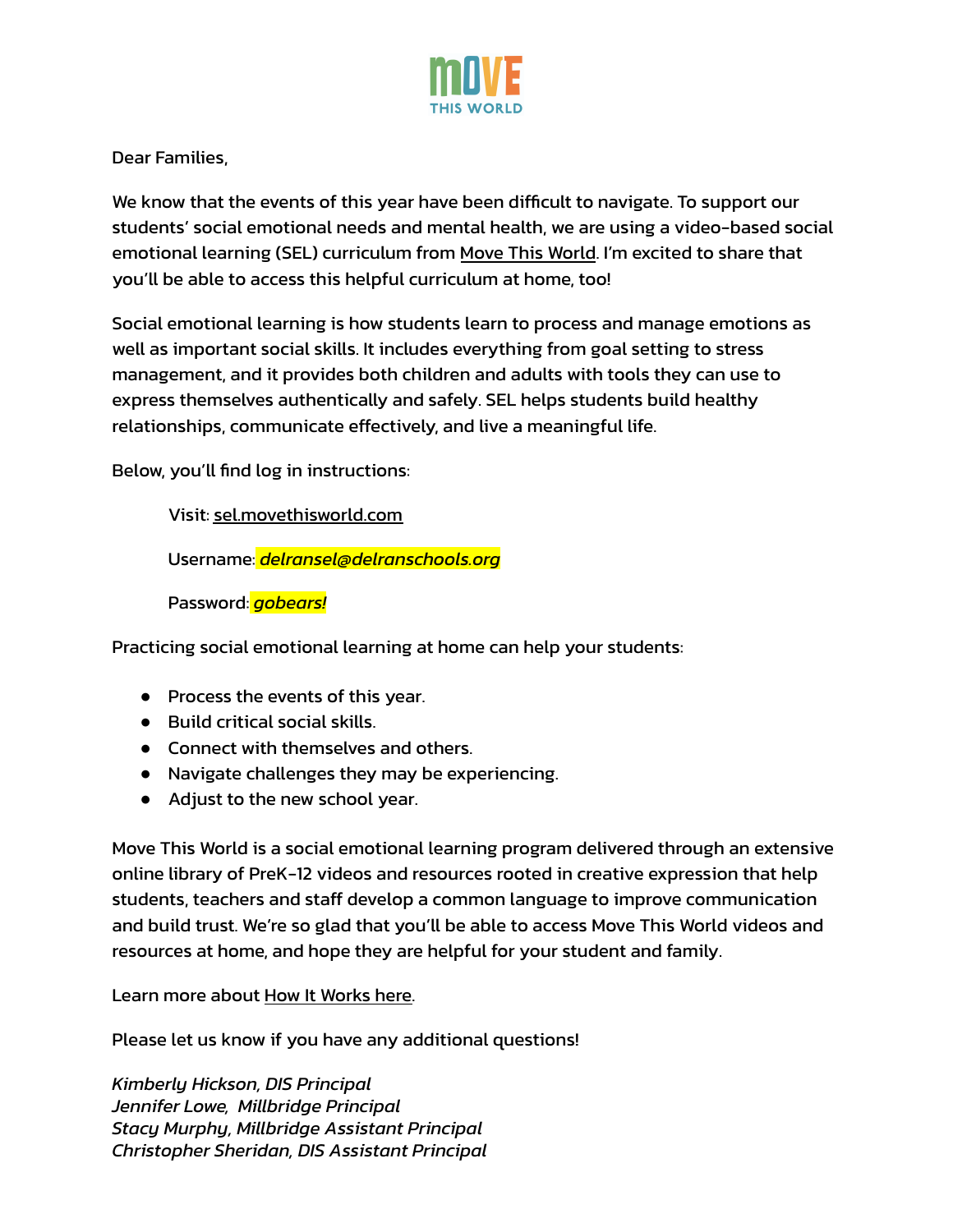MOVE THIS WORLD

Dear Families,

We know that the events of this year have been difficult to navigate. To support our students' social emotional needs and mental health, we are using a video-based social emotional learning (SEL) curriculum from Move This World. I'm excited to share that you'll be able to access this helpful curriculum at home, too!

Social emotional learning is how students learn to process and manage emotions as well as important social skills. It includes everything from goal setting to stress management, and it provides both children and adults with tools they can use to express themselves authentically and safely. SEL helps students build healthy relationships, communicate effectively, and live a meaningful life.

Below, you'll find log in instructions:

> Visit: sel.movethisworld.com
>
> Username: ***delransel@delranschools.org***
>
> Password: ***gobears!***

Practicing social emotional learning at home can help your students:

- Process the events of this year.
- Build critical social skills.
- Connect with themselves and others.
- Navigate challenges they may be experiencing.
- Adjust to the new school year.

Move This World is a social emotional learning program delivered through an extensive online library of PreK-12 videos and resources rooted in creative expression that help students, teachers and staff develop a common language to improve communication and build trust. We're so glad that you'll be able to access Move This World videos and resources at home, and hope they are helpful for your student and family.

Learn more about How It Works here.

Please let us know if you have any additional questions!

*Kimberly Hickson, DIS Principal*
*Jennifer Lowe, Millbridge Principal*
*Stacy Murphy, Millbridge Assistant Principal*
*Christopher Sheridan, DIS Assistant Principal*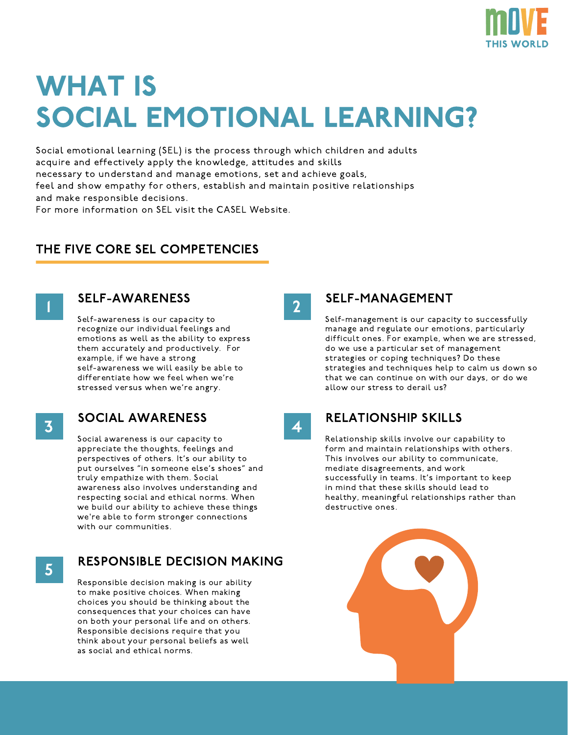# WHAT IS SOCIAL EMOTIONAL LEARNING?

Social emotional learning (SEL) is the process through which children and adults acquire and effectively apply the knowledge, attitudes and skills necessary to understand and manage emotions, set and achieve goals, feel and show empathy for others, establish and maintain positive relationships and make responsible decisions.
For more information on SEL visit the CASEL Website.

## THE FIVE CORE SEL COMPETENCIES

### 1 SELF-AWARENESS

Self-awareness is our capacity to recognize our individual feelings and emotions as well as the ability to express them accurately and productively. For example, if we have a strong self-awareness we will easily be able to differentiate how we feel when we're stressed versus when we're angry.

### 2 SELF-MANAGEMENT

Self-management is our capacity to successfully manage and regulate our emotions, particularly difficult ones. For example, when we are stressed, do we use a particular set of management strategies or coping techniques? Do these strategies and techniques help to calm us down so that we can continue on with our days, or do we allow our stress to derail us?

### 3 SOCIAL AWARENESS

Social awareness is our capacity to appreciate the thoughts, feelings and perspectives of others. It's our ability to put ourselves "in someone else's shoes" and truly empathize with them. Social awareness also involves understanding and respecting social and ethical norms. When we build our ability to achieve these things we're able to form stronger connections with our communities.

### 4 RELATIONSHIP SKILLS

Relationship skills involve our capability to form and maintain relationships with others. This involves our ability to communicate, mediate disagreements, and work successfully in teams. It's important to keep in mind that these skills should lead to healthy, meaningful relationships rather than destructive ones.

### 5 RESPONSIBLE DECISION MAKING

Responsible decision making is our ability to make positive choices. When making choices you should be thinking about the consequences that your choices can have on both your personal life and on others. Responsible decisions require that you think about your personal beliefs as well as social and ethical norms.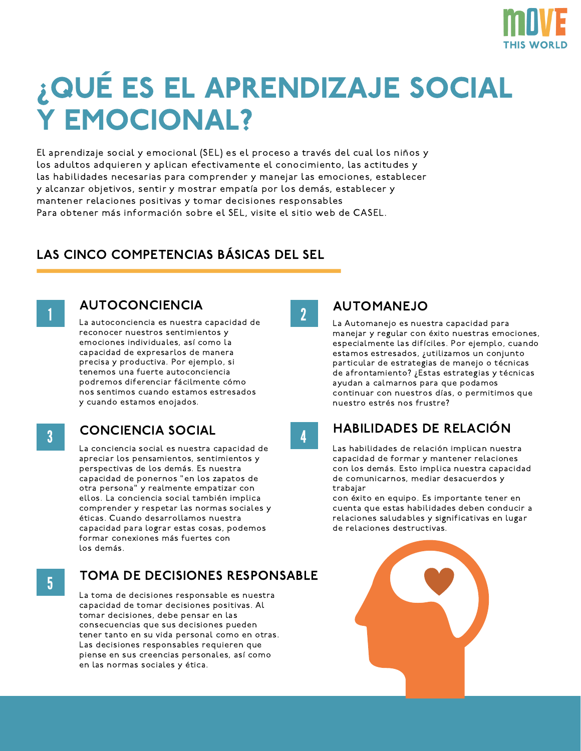# ¿QUÉ ES EL APRENDIZAJE SOCIAL Y EMOCIONAL?

El aprendizaje social y emocional (SEL) es el proceso a través del cual los niños y los adultos adquieren y aplican efectivamente el conocimiento, las actitudes y las habilidades necesarias para comprender y manejar las emociones, establecer y alcanzar objetivos, sentir y mostrar empatía por los demás, establecer y mantener relaciones positivas y tomar decisiones responsables
Para obtener más información sobre el SEL, visite el sitio web de CASEL.

## LAS CINCO COMPETENCIAS BÁSICAS DEL SEL

### 1 AUTOCONCIENCIA

La autoconciencia es nuestra capacidad de reconocer nuestros sentimientos y emociones individuales, así como la capacidad de expresarlos de manera precisa y productiva. Por ejemplo, si tenemos una fuerte autoconciencia podremos diferenciar fácilmente cómo nos sentimos cuando estamos estresados y cuando estamos enojados.

### 2 AUTOMANEJO

La Automanejo es nuestra capacidad para manejar y regular con éxito nuestras emociones, especialmente las difíciles. Por ejemplo, cuando estamos estresados, ¿utilizamos un conjunto particular de estrategias de manejo o técnicas de afrontamiento? ¿Estas estrategias y técnicas ayudan a calmarnos para que podamos continuar con nuestros días, o permitimos que nuestro estrés nos frustre?

### 3 CONCIENCIA SOCIAL

La conciencia social es nuestra capacidad de apreciar los pensamientos, sentimientos y perspectivas de los demás. Es nuestra capacidad de ponernos "en los zapatos de otra persona" y realmente empatizar con ellos. La conciencia social también implica comprender y respetar las normas sociales y éticas. Cuando desarrollamos nuestra capacidad para lograr estas cosas, podemos formar conexiones más fuertes con los demás.

### 4 HABILIDADES DE RELACIÓN

Las habilidades de relación implican nuestra capacidad de formar y mantener relaciones con los demás. Esto implica nuestra capacidad de comunicarnos, mediar desacuerdos y trabajar con éxito en equipo. Es importante tener en cuenta que estas habilidades deben conducir a relaciones saludables y significativas en lugar de relaciones destructivas.

### 5 TOMA DE DECISIONES RESPONSABLE

La toma de decisiones responsable es nuestra capacidad de tomar decisiones positivas. Al tomar decisiones, debe pensar en las consecuencias que sus decisiones pueden tener tanto en su vida personal como en otras. Las decisiones responsables requieren que piense en sus creencias personales, así como en las normas sociales y ética.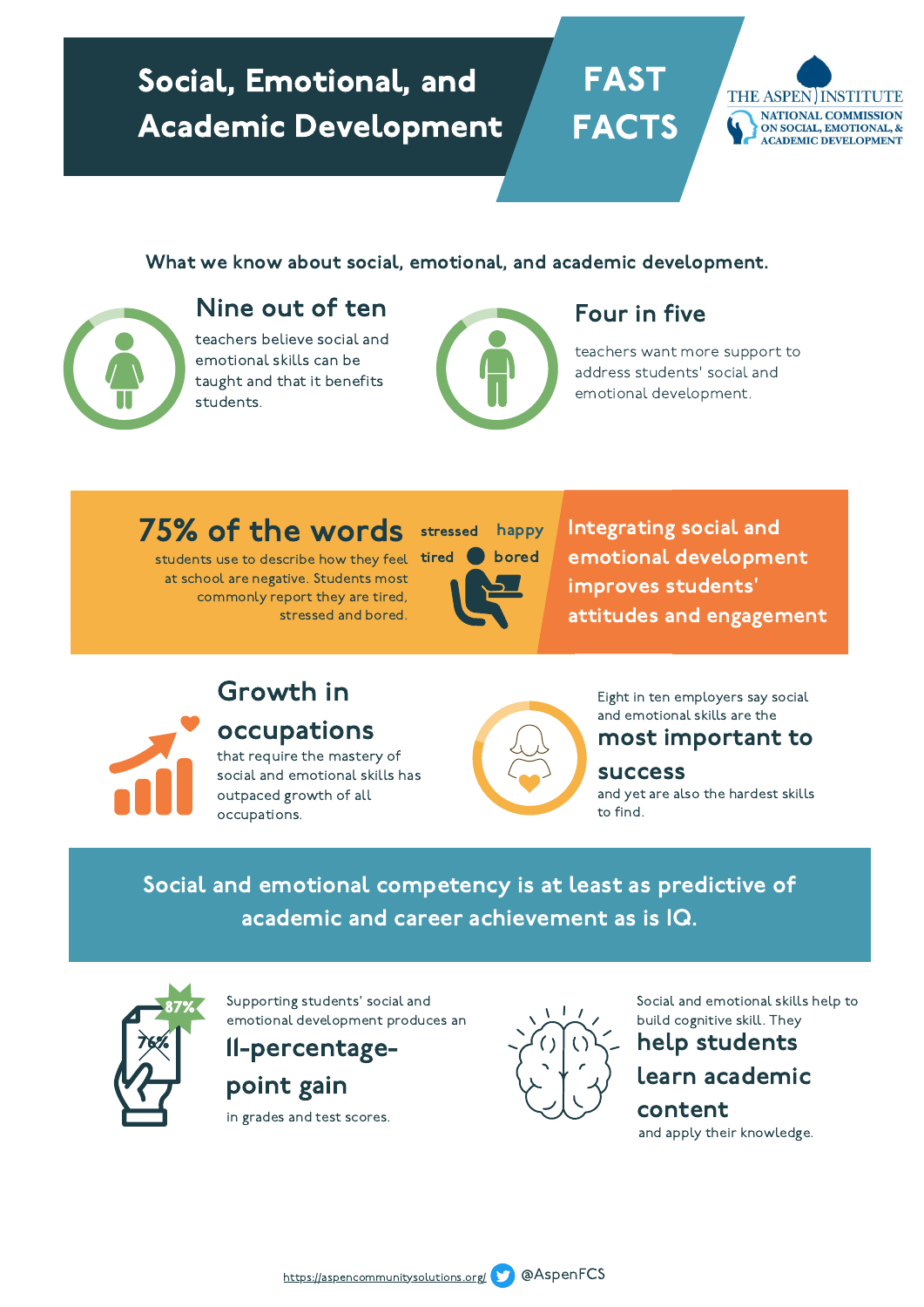# Social, Emotional, and Academic Development

## FAST FACTS

THE ASPEN INSTITUTE
NATIONAL COMMISSION ON SOCIAL, EMOTIONAL, & ACADEMIC DEVELOPMENT

What we know about social, emotional, and academic development.

### Nine out of ten

teachers believe social and emotional skills can be taught and that it benefits students.

### Four in five

teachers want more support to address students' social and emotional development.

### 75% of the words

students use to describe how they feel at school are negative. Students most commonly report they are tired, stressed and bored.

stressed happy tired bored

**Integrating social and emotional development improves students' attitudes and engagement**

### Growth in occupations

that require the mastery of social and emotional skills has outpaced growth of all occupations.

Eight in ten employers say social and emotional skills are the

### most important to success

and yet are also the hardest skills to find.

**Social and emotional competency is at least as predictive of academic and career achievement as is IQ.**

87%
76%

Supporting students' social and emotional development produces an

### 11-percentage-point gain

in grades and test scores.

Social and emotional skills help to build cognitive skill. They

### help students learn academic content

and apply their knowledge.

https://aspencommunitysolutions.org/ @AspenFCS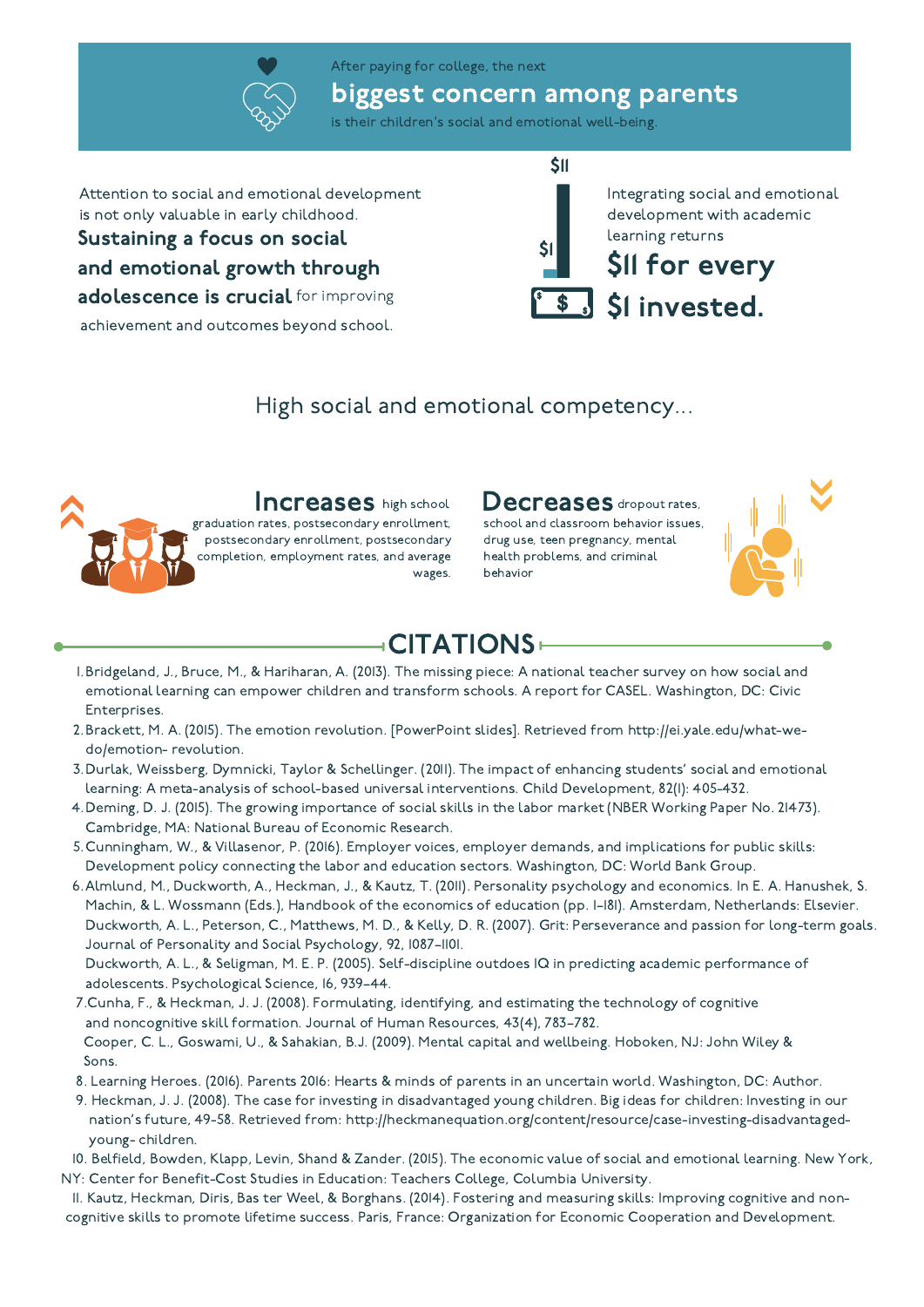After paying for college, the next **biggest concern among parents** is their children's social and emotional well-being.

Attention to social and emotional development is not only valuable in early childhood. **Sustaining a focus on social and emotional growth through adolescence is crucial** for improving achievement and outcomes beyond school.

$11

$1

Integrating social and emotional development with academic learning returns **$11 for every $1 invested.**

High social and emotional competency...

**Increases** high school graduation rates, postsecondary enrollment, postsecondary enrollment, postsecondary completion, employment rates, and average wages.

**Decreases** dropout rates, school and classroom behavior issues, drug use, teen pregnancy, mental health problems, and criminal behavior

## CITATIONS

1. Bridgeland, J., Bruce, M., & Hariharan, A. (2013). The missing piece: A national teacher survey on how social and emotional learning can empower children and transform schools. A report for CASEL. Washington, DC: Civic Enterprises.
2. Brackett, M. A. (2015). The emotion revolution. [PowerPoint slides]. Retrieved from http://ei.yale.edu/what-we-do/emotion- revolution.
3. Durlak, Weissberg, Dymnicki, Taylor & Schellinger. (2011). The impact of enhancing students' social and emotional learning: A meta-analysis of school-based universal interventions. Child Development, 82(1): 405-432.
4. Deming, D. J. (2015). The growing importance of social skills in the labor market (NBER Working Paper No. 21473). Cambridge, MA: National Bureau of Economic Research.
5. Cunningham, W., & Villasenor, P. (2016). Employer voices, employer demands, and implications for public skills: Development policy connecting the labor and education sectors. Washington, DC: World Bank Group.
6. Almlund, M., Duckworth, A., Heckman, J., & Kautz, T. (2011). Personality psychology and economics. In E. A. Hanushek, S. Machin, & L. Wossmann (Eds.), Handbook of the economics of education (pp. 1-181). Amsterdam, Netherlands: Elsevier.
   Duckworth, A. L., Peterson, C., Matthews, M. D., & Kelly, D. R. (2007). Grit: Perseverance and passion for long-term goals. Journal of Personality and Social Psychology, 92, 1087-1101.
   Duckworth, A. L., & Seligman, M. E. P. (2005). Self-discipline outdoes IQ in predicting academic performance of adolescents. Psychological Science, 16, 939-44.
7. Cunha, F., & Heckman, J. J. (2008). Formulating, identifying, and estimating the technology of cognitive and noncognitive skill formation. Journal of Human Resources, 43(4), 783-782.
   Cooper, C. L., Goswami, U., & Sahakian, B.J. (2009). Mental capital and wellbeing. Hoboken, NJ: John Wiley & Sons.
8. Learning Heroes. (2016). Parents 2016: Hearts & minds of parents in an uncertain world. Washington, DC: Author.
9. Heckman, J. J. (2008). The case for investing in disadvantaged young children. Big ideas for children: Investing in our nation's future, 49-58. Retrieved from: http://heckmanequation.org/content/resource/case-investing-disadvantaged-young- children.
10. Belfield, Bowden, Klapp, Levin, Shand & Zander. (2015). The economic value of social and emotional learning. New York, NY: Center for Benefit-Cost Studies in Education: Teachers College, Columbia University.
11. Kautz, Heckman, Diris, Bas ter Weel, & Borghans. (2014). Fostering and measuring skills: Improving cognitive and non-cognitive skills to promote lifetime success. Paris, France: Organization for Economic Cooperation and Development.